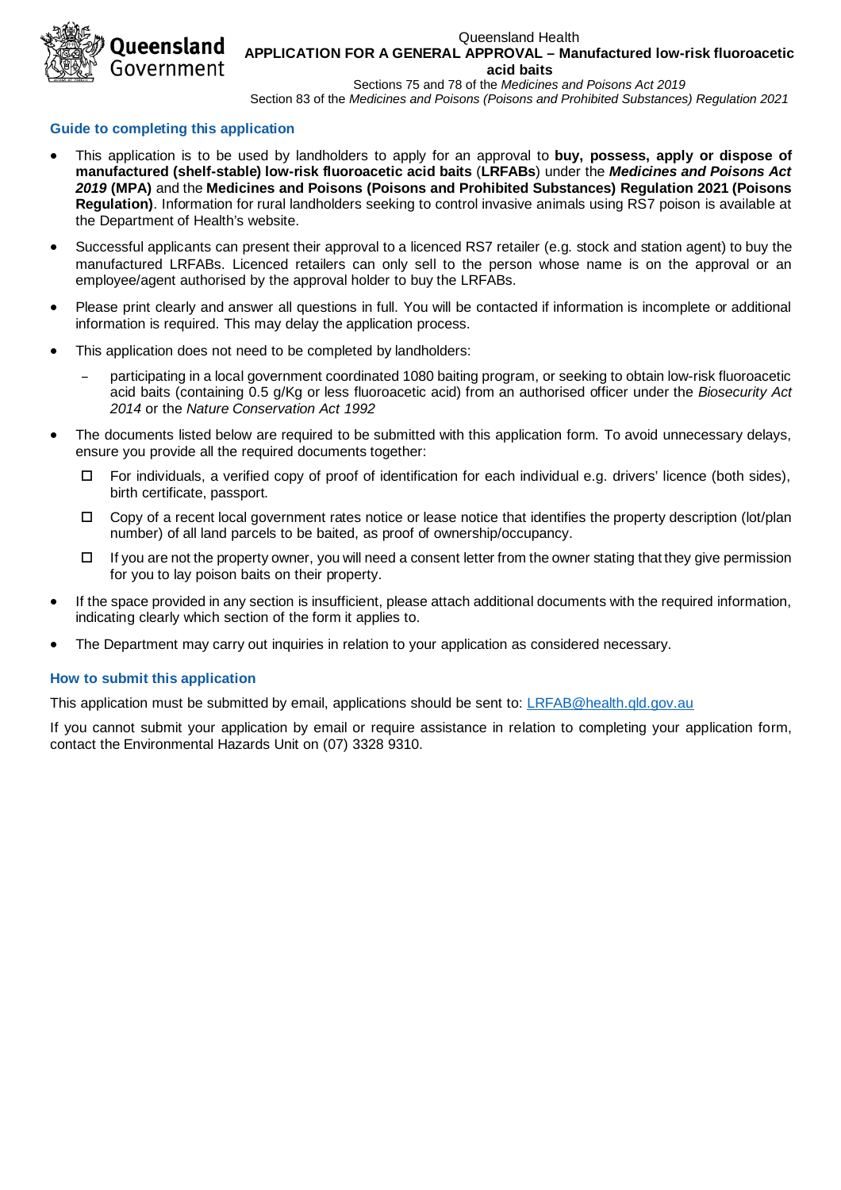Queensland Health

# APPLICATION FOR A GENERAL APPROVAL – Manufactured low-risk fluoroacetic acid baits

Sections 75 and 78 of the *Medicines and Poisons Act 2019*

Section 83 of the *Medicines and Poisons (Poisons and Prohibited Substances) Regulation 2021*

## Guide to completing this application

- This application is to be used by landholders to apply for an approval to **buy, possess, apply or dispose of manufactured (shelf-stable) low-risk fluoroacetic acid baits** (**LRFABs**) under the ***Medicines and Poisons Act 2019*** **(MPA)** and the **Medicines and Poisons (Poisons and Prohibited Substances) Regulation 2021 (Poisons Regulation)**. Information for rural landholders seeking to control invasive animals using RS7 poison is available at the Department of Health's website.
- Successful applicants can present their approval to a licenced RS7 retailer (e.g. stock and station agent) to buy the manufactured LRFABs. Licenced retailers can only sell to the person whose name is on the approval or an employee/agent authorised by the approval holder to buy the LRFABs.
- Please print clearly and answer all questions in full. You will be contacted if information is incomplete or additional information is required. This may delay the application process.
- This application does not need to be completed by landholders:
  - participating in a local government coordinated 1080 baiting program, or seeking to obtain low-risk fluoroacetic acid baits (containing 0.5 g/Kg or less fluoroacetic acid) from an authorised officer under the *Biosecurity Act 2014* or the *Nature Conservation Act 1992*
- The documents listed below are required to be submitted with this application form. To avoid unnecessary delays, ensure you provide all the required documents together:
  - ☐ For individuals, a verified copy of proof of identification for each individual e.g. drivers' licence (both sides), birth certificate, passport.
  - ☐ Copy of a recent local government rates notice or lease notice that identifies the property description (lot/plan number) of all land parcels to be baited, as proof of ownership/occupancy.
  - ☐ If you are not the property owner, you will need a consent letter from the owner stating that they give permission for you to lay poison baits on their property.
- If the space provided in any section is insufficient, please attach additional documents with the required information, indicating clearly which section of the form it applies to.
- The Department may carry out inquiries in relation to your application as considered necessary.

## How to submit this application

This application must be submitted by email, applications should be sent to: LRFAB@health.qld.gov.au

If you cannot submit your application by email or require assistance in relation to completing your application form, contact the Environmental Hazards Unit on (07) 3328 9310.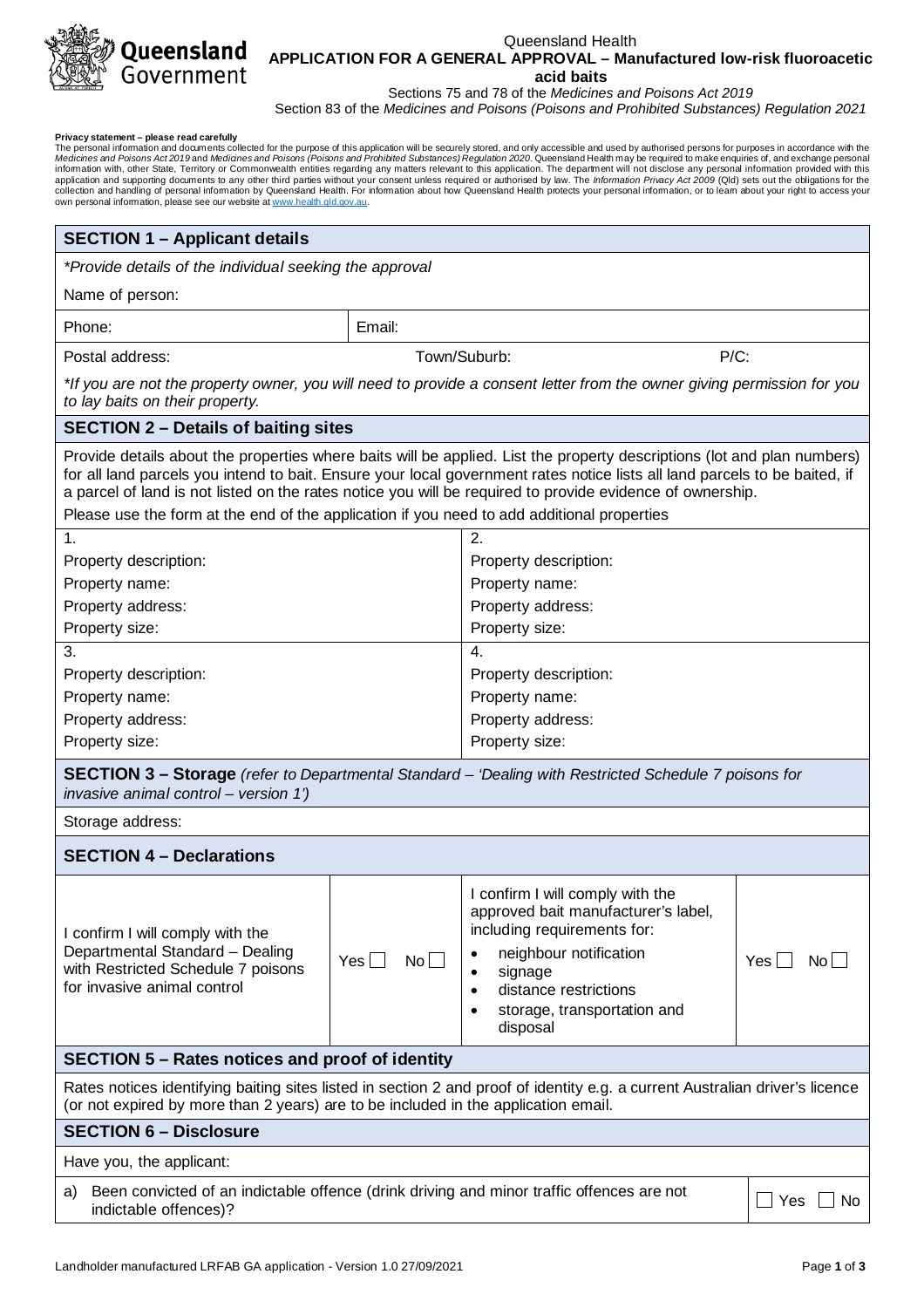Queensland Health

**APPLICATION FOR A GENERAL APPROVAL – Manufactured low-risk fluoroacetic acid baits**

Sections 75 and 78 of the *Medicines and Poisons Act 2019*

Section 83 of the *Medicines and Poisons (Poisons and Prohibited Substances) Regulation 2021*

**Privacy statement – please read carefully**

The personal information and documents collected for the purpose of this application will be securely stored, and only accessible and used by authorised persons for purposes in accordance with the *Medicines and Poisons Act 2019* and *Medicines and Poisons (Poisons and Prohibited Substances) Regulation 2020*. Queensland Health may be required to make enquiries of, and exchange personal information with, other State, Territory or Commonwealth entities regarding any matters relevant to this application. The department will not disclose any personal information provided with this application and supporting documents to any other third parties without your consent unless required or authorised by law. The *Information Privacy Act 2009* (Qld) sets out the obligations for the collection and handling of personal information by Queensland Health. For information about how Queensland Health protects your personal information, or to learn about your right to access your own personal information, please see our website at www.health.qld.gov.au.

## SECTION 1 – Applicant details

*\*Provide details of the individual seeking the approval*

Name of person:

| Phone: | Email: | |
|---|---|---|
| Postal address: | Town/Suburb: | P/C: |

*\*If you are not the property owner, you will need to provide a consent letter from the owner giving permission for you to lay baits on their property.*

## SECTION 2 – Details of baiting sites

Provide details about the properties where baits will be applied. List the property descriptions (lot and plan numbers) for all land parcels you intend to bait. Ensure your local government rates notice lists all land parcels to be baited, if a parcel of land is not listed on the rates notice you will be required to provide evidence of ownership.

Please use the form at the end of the application if you need to add additional properties

| 1. | 2. |
|---|---|
| Property description:<br>Property name:<br>Property address:<br>Property size: | Property description:<br>Property name:<br>Property address:<br>Property size: |
| 3. | 4. |
| Property description:<br>Property name:<br>Property address:<br>Property size: | Property description:<br>Property name:<br>Property address:<br>Property size: |

## SECTION 3 – Storage *(refer to Departmental Standard – 'Dealing with Restricted Schedule 7 poisons for invasive animal control – version 1')*

Storage address:

## SECTION 4 – Declarations

| I confirm I will comply with the Departmental Standard – Dealing with Restricted Schedule 7 poisons for invasive animal control | Yes ☐ No ☐ | I confirm I will comply with the approved bait manufacturer's label, including requirements for:<br>• neighbour notification<br>• signage<br>• distance restrictions<br>• storage, transportation and disposal | Yes ☐ No ☐ |
|---|---|---|---|

## SECTION 5 – Rates notices and proof of identity

Rates notices identifying baiting sites listed in section 2 and proof of identity e.g. a current Australian driver's licence (or not expired by more than 2 years) are to be included in the application email.

## SECTION 6 – Disclosure

Have you, the applicant:

| | |
|---|---|
| a) Been convicted of an indictable offence (drink driving and minor traffic offences are not indictable offences)? | ☐ Yes ☐ No |

Landholder manufactured LRFAB GA application - Version 1.0 27/09/2021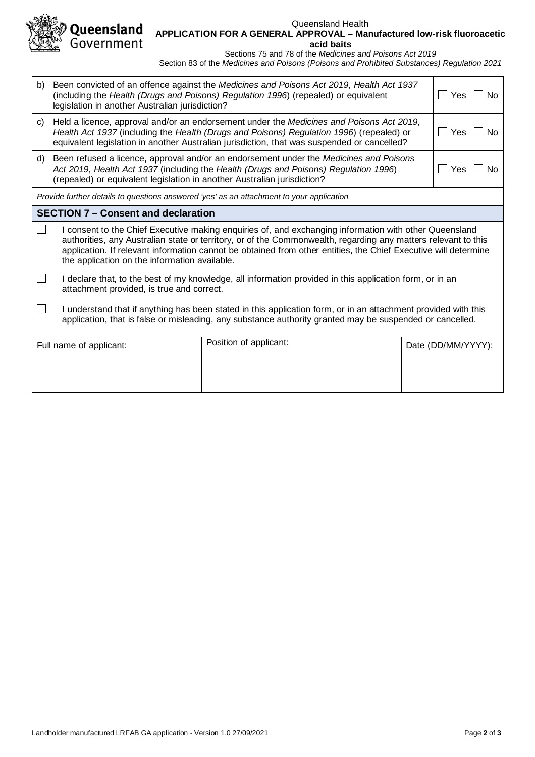| | | |
|---|---|---|
| b) | Been convicted of an offence against the *Medicines and Poisons Act 2019*, *Health Act 1937* (including the *Health (Drugs and Poisons) Regulation 1996*) (repealed) or equivalent legislation in another Australian jurisdiction? | ☐ Yes ☐ No |
| c) | Held a licence, approval and/or an endorsement under the *Medicines and Poisons Act 2019*, *Health Act 1937* (including the *Health (Drugs and Poisons) Regulation 1996*) (repealed) or equivalent legislation in another Australian jurisdiction, that was suspended or cancelled? | ☐ Yes ☐ No |
| d) | Been refused a licence, approval and/or an endorsement under the *Medicines and Poisons Act 2019*, *Health Act 1937* (including the *Health (Drugs and Poisons) Regulation 1996*) (repealed) or equivalent legislation in another Australian jurisdiction? | ☐ Yes ☐ No |

*Provide further details to questions answered 'yes' as an attachment to your application*

## SECTION 7 – Consent and declaration

☐ I consent to the Chief Executive making enquiries of, and exchanging information with other Queensland authorities, any Australian state or territory, or of the Commonwealth, regarding any matters relevant to this application. If relevant information cannot be obtained from other entities, the Chief Executive will determine the application on the information available.

☐ I declare that, to the best of my knowledge, all information provided in this application form, or in an attachment provided, is true and correct.

☐ I understand that if anything has been stated in this application form, or in an attachment provided with this application, that is false or misleading, any substance authority granted may be suspended or cancelled.

| Full name of applicant: | Position of applicant: | Date (DD/MM/YYYY): |
|---|---|---|
| | | |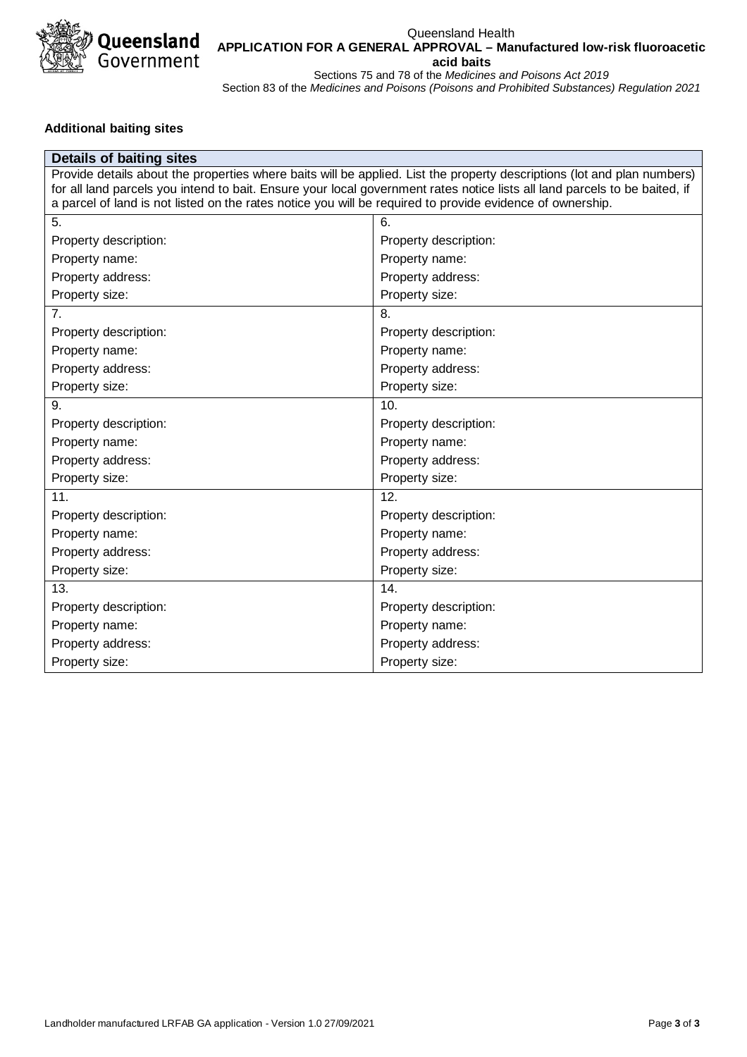**Additional baiting sites**

| **Details of baiting sites** | |
|---|---|
| Provide details about the properties where baits will be applied. List the property descriptions (lot and plan numbers) for all land parcels you intend to bait. Ensure your local government rates notice lists all land parcels to be baited, if a parcel of land is not listed on the rates notice you will be required to provide evidence of ownership. | |
| 5.<br>Property description:<br>Property name:<br>Property address:<br>Property size: | 6.<br>Property description:<br>Property name:<br>Property address:<br>Property size: |
| 7.<br>Property description:<br>Property name:<br>Property address:<br>Property size: | 8.<br>Property description:<br>Property name:<br>Property address:<br>Property size: |
| 9.<br>Property description:<br>Property name:<br>Property address:<br>Property size: | 10.<br>Property description:<br>Property name:<br>Property address:<br>Property size: |
| 11.<br>Property description:<br>Property name:<br>Property address:<br>Property size: | 12.<br>Property description:<br>Property name:<br>Property address:<br>Property size: |
| 13.<br>Property description:<br>Property name:<br>Property address:<br>Property size: | 14.<br>Property description:<br>Property name:<br>Property address:<br>Property size: |